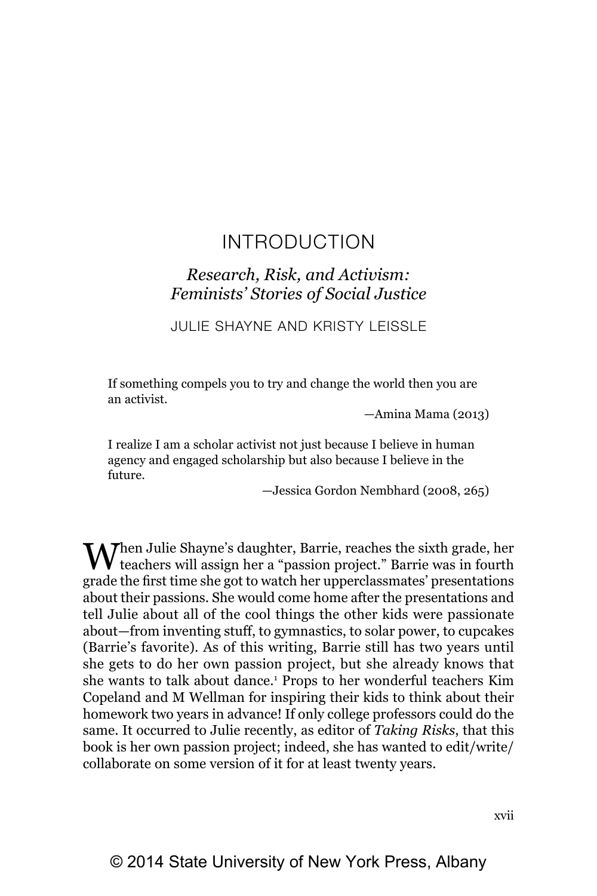# INTRODUCTION

## *Research, Risk, and Activism: Feminists' Stories of Social Justice*

JULIE SHAYNE AND KRISTY LEISSLE

> If something compels you to try and change the world then you are an activist.
>
> —Amina Mama (2013)

> I realize I am a scholar activist not just because I believe in human agency and engaged scholarship but also because I believe in the future.
>
> —Jessica Gordon Nembhard (2008, 265)

When Julie Shayne's daughter, Barrie, reaches the sixth grade, her teachers will assign her a "passion project." Barrie was in fourth grade the first time she got to watch her upperclassmates' presentations about their passions. She would come home after the presentations and tell Julie about all of the cool things the other kids were passionate about—from inventing stuff, to gymnastics, to solar power, to cupcakes (Barrie's favorite). As of this writing, Barrie still has two years until she gets to do her own passion project, but she already knows that she wants to talk about dance.[1] Props to her wonderful teachers Kim Copeland and M Wellman for inspiring their kids to think about their homework two years in advance! If only college professors could do the same. It occurred to Julie recently, as editor of *Taking Risks*, that this book is her own passion project; indeed, she has wanted to edit/write/collaborate on some version of it for at least twenty years.

© 2014 State University of New York Press, Albany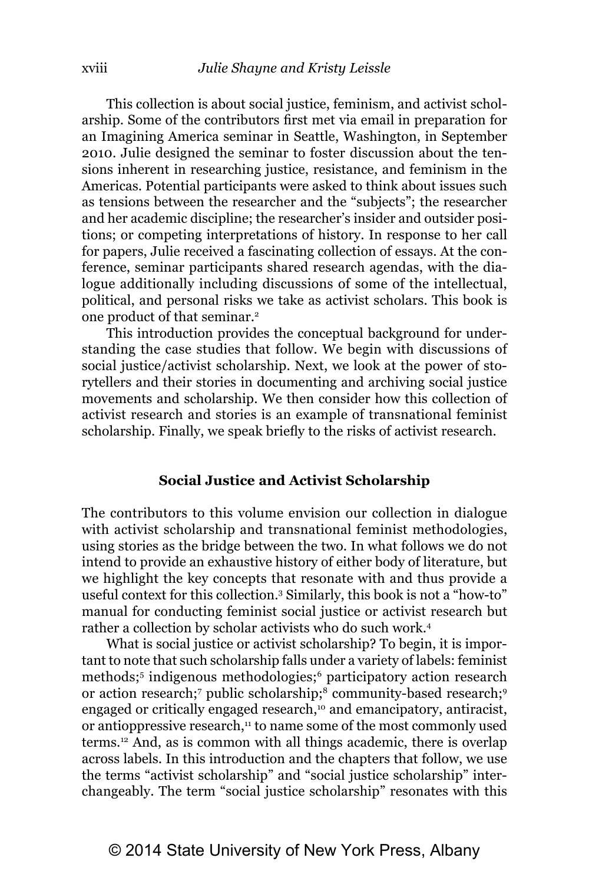This collection is about social justice, feminism, and activist scholarship. Some of the contributors first met via email in preparation for an Imagining America seminar in Seattle, Washington, in September 2010. Julie designed the seminar to foster discussion about the tensions inherent in researching justice, resistance, and feminism in the Americas. Potential participants were asked to think about issues such as tensions between the researcher and the "subjects"; the researcher and her academic discipline; the researcher's insider and outsider positions; or competing interpretations of history. In response to her call for papers, Julie received a fascinating collection of essays. At the conference, seminar participants shared research agendas, with the dialogue additionally including discussions of some of the intellectual, political, and personal risks we take as activist scholars. This book is one product of that seminar.[2]

This introduction provides the conceptual background for understanding the case studies that follow. We begin with discussions of social justice/activist scholarship. Next, we look at the power of storytellers and their stories in documenting and archiving social justice movements and scholarship. We then consider how this collection of activist research and stories is an example of transnational feminist scholarship. Finally, we speak briefly to the risks of activist research.

## Social Justice and Activist Scholarship

The contributors to this volume envision our collection in dialogue with activist scholarship and transnational feminist methodologies, using stories as the bridge between the two. In what follows we do not intend to provide an exhaustive history of either body of literature, but we highlight the key concepts that resonate with and thus provide a useful context for this collection.[3] Similarly, this book is not a "how-to" manual for conducting feminist social justice or activist research but rather a collection by scholar activists who do such work.[4]

What is social justice or activist scholarship? To begin, it is important to note that such scholarship falls under a variety of labels: feminist methods;[5] indigenous methodologies;[6] participatory action research or action research;[7] public scholarship;[8] community-based research;[9] engaged or critically engaged research,[10] and emancipatory, antiracist, or antioppressive research,[11] to name some of the most commonly used terms.[12] And, as is common with all things academic, there is overlap across labels. In this introduction and the chapters that follow, we use the terms "activist scholarship" and "social justice scholarship" interchangeably. The term "social justice scholarship" resonates with this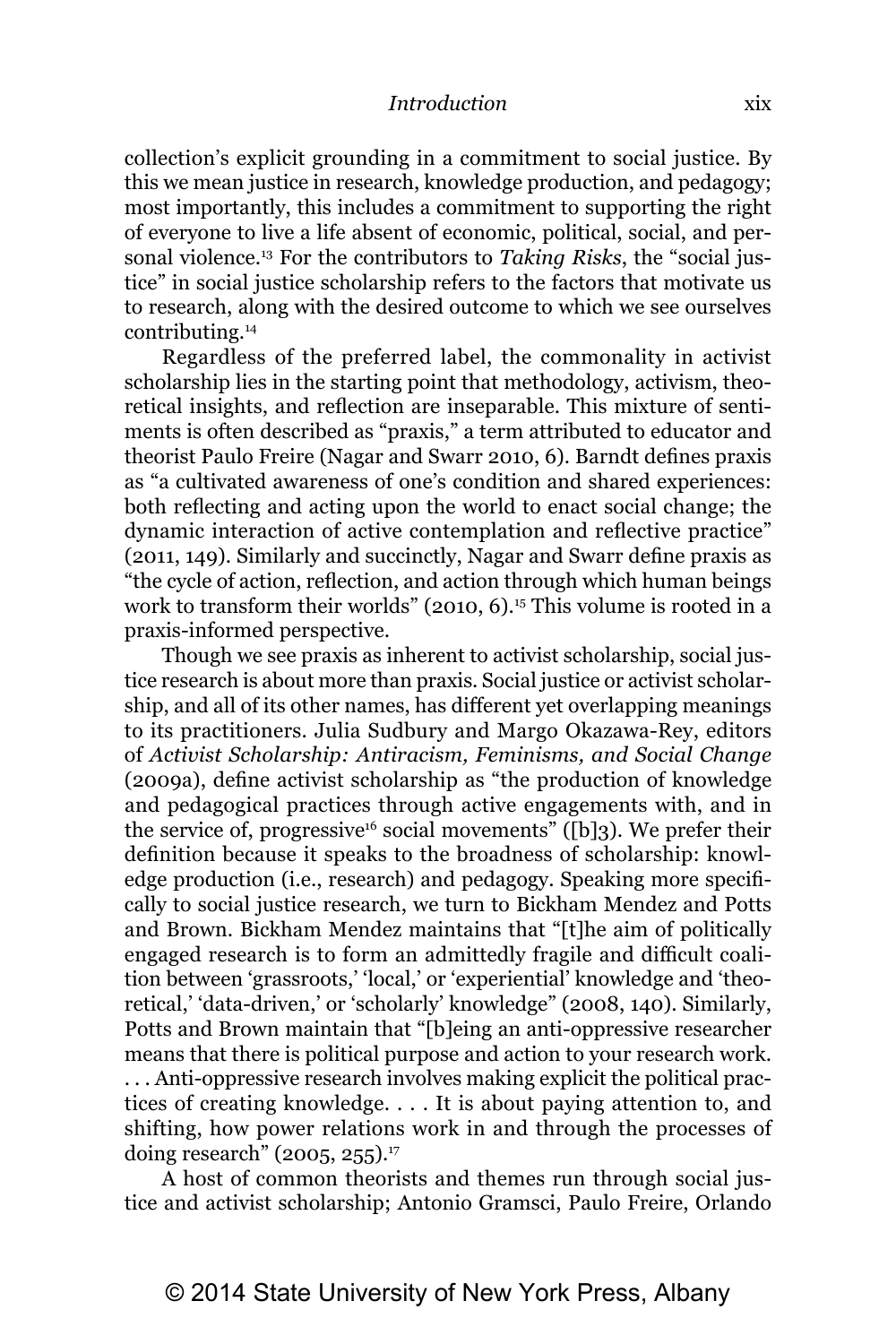collection's explicit grounding in a commitment to social justice. By this we mean justice in research, knowledge production, and pedagogy; most importantly, this includes a commitment to supporting the right of everyone to live a life absent of economic, political, social, and personal violence.[13] For the contributors to *Taking Risks*, the "social justice" in social justice scholarship refers to the factors that motivate us to research, along with the desired outcome to which we see ourselves contributing.[14]

Regardless of the preferred label, the commonality in activist scholarship lies in the starting point that methodology, activism, theoretical insights, and reflection are inseparable. This mixture of sentiments is often described as "praxis," a term attributed to educator and theorist Paulo Freire (Nagar and Swarr 2010, 6). Barndt defines praxis as "a cultivated awareness of one's condition and shared experiences: both reflecting and acting upon the world to enact social change; the dynamic interaction of active contemplation and reflective practice" (2011, 149). Similarly and succinctly, Nagar and Swarr define praxis as "the cycle of action, reflection, and action through which human beings work to transform their worlds" (2010, 6).[15] This volume is rooted in a praxis-informed perspective.

Though we see praxis as inherent to activist scholarship, social justice research is about more than praxis. Social justice or activist scholarship, and all of its other names, has different yet overlapping meanings to its practitioners. Julia Sudbury and Margo Okazawa-Rey, editors of *Activist Scholarship: Antiracism, Feminisms, and Social Change* (2009a), define activist scholarship as "the production of knowledge and pedagogical practices through active engagements with, and in the service of, progressive[16] social movements" ([b]3). We prefer their definition because it speaks to the broadness of scholarship: knowledge production (i.e., research) and pedagogy. Speaking more specifically to social justice research, we turn to Bickham Mendez and Potts and Brown. Bickham Mendez maintains that "[t]he aim of politically engaged research is to form an admittedly fragile and difficult coalition between 'grassroots,' 'local,' or 'experiential' knowledge and 'theoretical,' 'data-driven,' or 'scholarly' knowledge" (2008, 140). Similarly, Potts and Brown maintain that "[b]eing an anti-oppressive researcher means that there is political purpose and action to your research work. . . . Anti-oppressive research involves making explicit the political practices of creating knowledge. . . . It is about paying attention to, and shifting, how power relations work in and through the processes of doing research" (2005, 255).[17]

A host of common theorists and themes run through social justice and activist scholarship; Antonio Gramsci, Paulo Freire, Orlando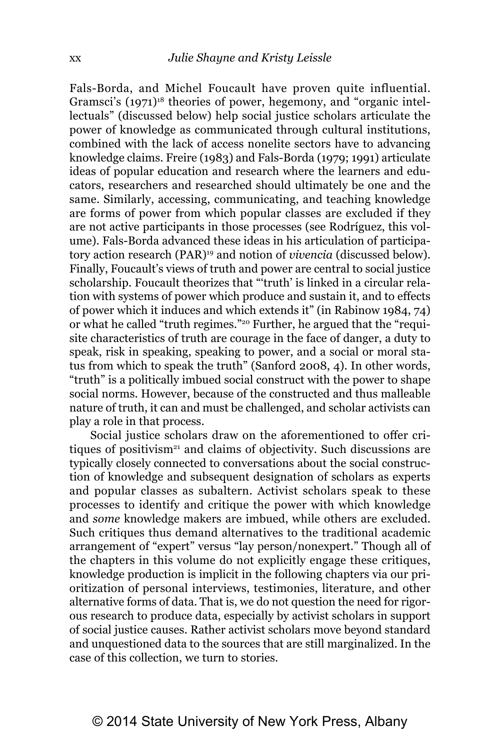Fals-Borda, and Michel Foucault have proven quite influential. Gramsci's (1971)[18] theories of power, hegemony, and "organic intellectuals" (discussed below) help social justice scholars articulate the power of knowledge as communicated through cultural institutions, combined with the lack of access nonelite sectors have to advancing knowledge claims. Freire (1983) and Fals-Borda (1979; 1991) articulate ideas of popular education and research where the learners and educators, researchers and researched should ultimately be one and the same. Similarly, accessing, communicating, and teaching knowledge are forms of power from which popular classes are excluded if they are not active participants in those processes (see Rodríguez, this volume). Fals-Borda advanced these ideas in his articulation of participatory action research (PAR)[19] and notion of *vivencia* (discussed below). Finally, Foucault's views of truth and power are central to social justice scholarship. Foucault theorizes that "'truth' is linked in a circular relation with systems of power which produce and sustain it, and to effects of power which it induces and which extends it" (in Rabinow 1984, 74) or what he called "truth regimes."[20] Further, he argued that the "requisite characteristics of truth are courage in the face of danger, a duty to speak, risk in speaking, speaking to power, and a social or moral status from which to speak the truth" (Sanford 2008, 4). In other words, "truth" is a politically imbued social construct with the power to shape social norms. However, because of the constructed and thus malleable nature of truth, it can and must be challenged, and scholar activists can play a role in that process.

Social justice scholars draw on the aforementioned to offer critiques of positivism[21] and claims of objectivity. Such discussions are typically closely connected to conversations about the social construction of knowledge and subsequent designation of scholars as experts and popular classes as subaltern. Activist scholars speak to these processes to identify and critique the power with which knowledge and *some* knowledge makers are imbued, while others are excluded. Such critiques thus demand alternatives to the traditional academic arrangement of "expert" versus "lay person/nonexpert." Though all of the chapters in this volume do not explicitly engage these critiques, knowledge production is implicit in the following chapters via our prioritization of personal interviews, testimonies, literature, and other alternative forms of data. That is, we do not question the need for rigorous research to produce data, especially by activist scholars in support of social justice causes. Rather activist scholars move beyond standard and unquestioned data to the sources that are still marginalized. In the case of this collection, we turn to stories.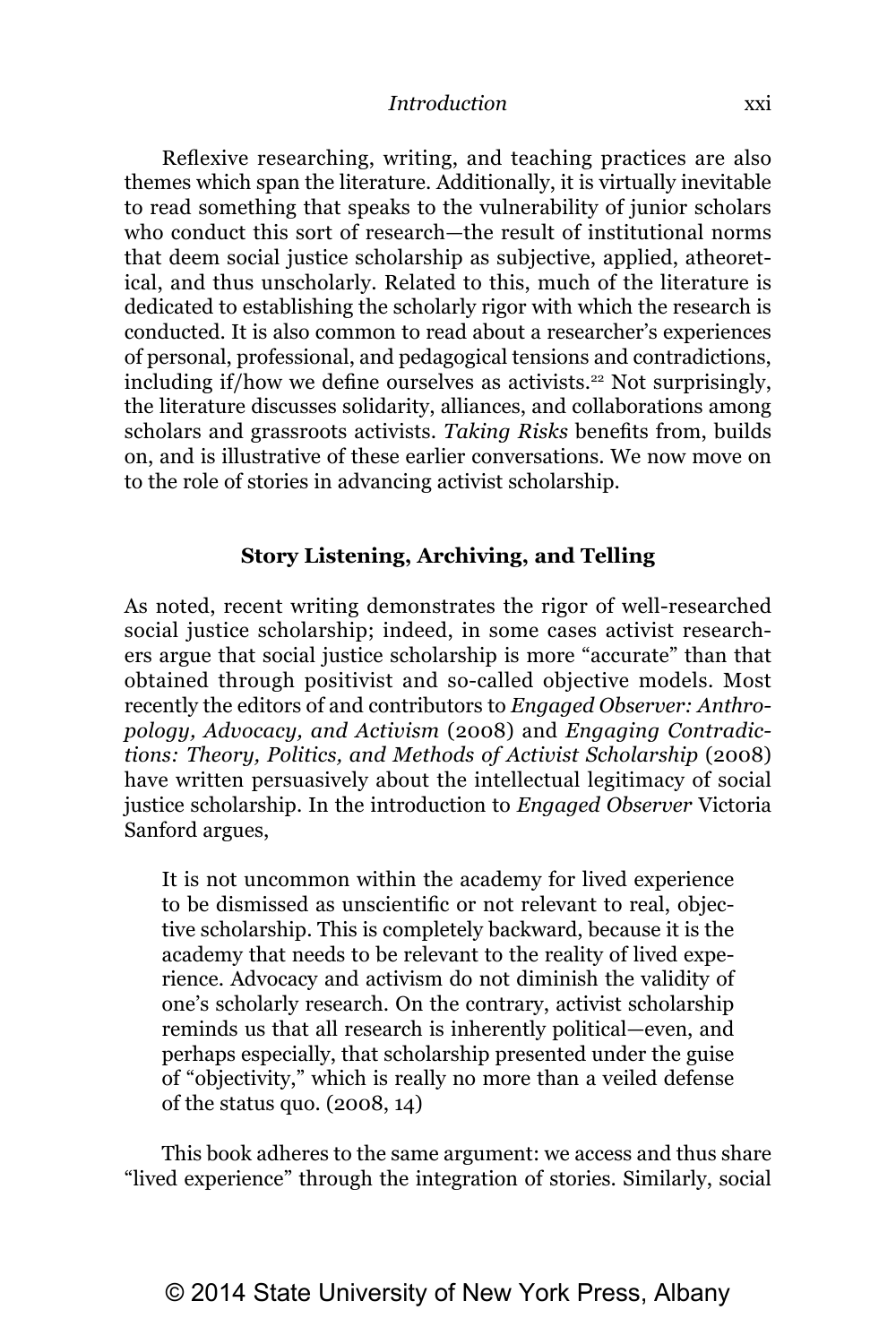Reflexive researching, writing, and teaching practices are also themes which span the literature. Additionally, it is virtually inevitable to read something that speaks to the vulnerability of junior scholars who conduct this sort of research—the result of institutional norms that deem social justice scholarship as subjective, applied, atheoretical, and thus unscholarly. Related to this, much of the literature is dedicated to establishing the scholarly rigor with which the research is conducted. It is also common to read about a researcher's experiences of personal, professional, and pedagogical tensions and contradictions, including if/how we define ourselves as activists.[22] Not surprisingly, the literature discusses solidarity, alliances, and collaborations among scholars and grassroots activists. *Taking Risks* benefits from, builds on, and is illustrative of these earlier conversations. We now move on to the role of stories in advancing activist scholarship.

## Story Listening, Archiving, and Telling

As noted, recent writing demonstrates the rigor of well-researched social justice scholarship; indeed, in some cases activist researchers argue that social justice scholarship is more "accurate" than that obtained through positivist and so-called objective models. Most recently the editors of and contributors to *Engaged Observer: Anthropology, Advocacy, and Activism* (2008) and *Engaging Contradictions: Theory, Politics, and Methods of Activist Scholarship* (2008) have written persuasively about the intellectual legitimacy of social justice scholarship. In the introduction to *Engaged Observer* Victoria Sanford argues,

> It is not uncommon within the academy for lived experience to be dismissed as unscientific or not relevant to real, objective scholarship. This is completely backward, because it is the academy that needs to be relevant to the reality of lived experience. Advocacy and activism do not diminish the validity of one's scholarly research. On the contrary, activist scholarship reminds us that all research is inherently political—even, and perhaps especially, that scholarship presented under the guise of "objectivity," which is really no more than a veiled defense of the status quo. (2008, 14)

This book adheres to the same argument: we access and thus share "lived experience" through the integration of stories. Similarly, social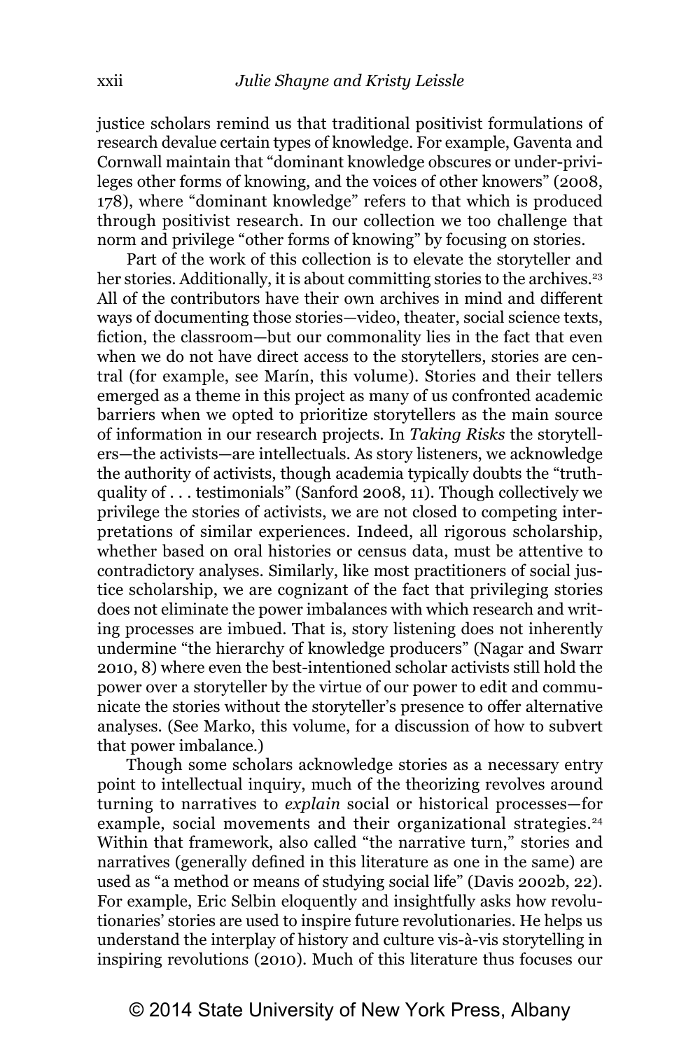justice scholars remind us that traditional positivist formulations of research devalue certain types of knowledge. For example, Gaventa and Cornwall maintain that "dominant knowledge obscures or under-privileges other forms of knowing, and the voices of other knowers" (2008, 178), where "dominant knowledge" refers to that which is produced through positivist research. In our collection we too challenge that norm and privilege "other forms of knowing" by focusing on stories.

Part of the work of this collection is to elevate the storyteller and her stories. Additionally, it is about committing stories to the archives.[23] All of the contributors have their own archives in mind and different ways of documenting those stories—video, theater, social science texts, fiction, the classroom—but our commonality lies in the fact that even when we do not have direct access to the storytellers, stories are central (for example, see Marín, this volume). Stories and their tellers emerged as a theme in this project as many of us confronted academic barriers when we opted to prioritize storytellers as the main source of information in our research projects. In *Taking Risks* the storytellers—the activists—are intellectuals. As story listeners, we acknowledge the authority of activists, though academia typically doubts the "truth-quality of . . . testimonials" (Sanford 2008, 11). Though collectively we privilege the stories of activists, we are not closed to competing interpretations of similar experiences. Indeed, all rigorous scholarship, whether based on oral histories or census data, must be attentive to contradictory analyses. Similarly, like most practitioners of social justice scholarship, we are cognizant of the fact that privileging stories does not eliminate the power imbalances with which research and writing processes are imbued. That is, story listening does not inherently undermine "the hierarchy of knowledge producers" (Nagar and Swarr 2010, 8) where even the best-intentioned scholar activists still hold the power over a storyteller by the virtue of our power to edit and communicate the stories without the storyteller's presence to offer alternative analyses. (See Marko, this volume, for a discussion of how to subvert that power imbalance.)

Though some scholars acknowledge stories as a necessary entry point to intellectual inquiry, much of the theorizing revolves around turning to narratives to *explain* social or historical processes—for example, social movements and their organizational strategies.[24] Within that framework, also called "the narrative turn," stories and narratives (generally defined in this literature as one in the same) are used as "a method or means of studying social life" (Davis 2002b, 22). For example, Eric Selbin eloquently and insightfully asks how revolutionaries' stories are used to inspire future revolutionaries. He helps us understand the interplay of history and culture vis-à-vis storytelling in inspiring revolutions (2010). Much of this literature thus focuses our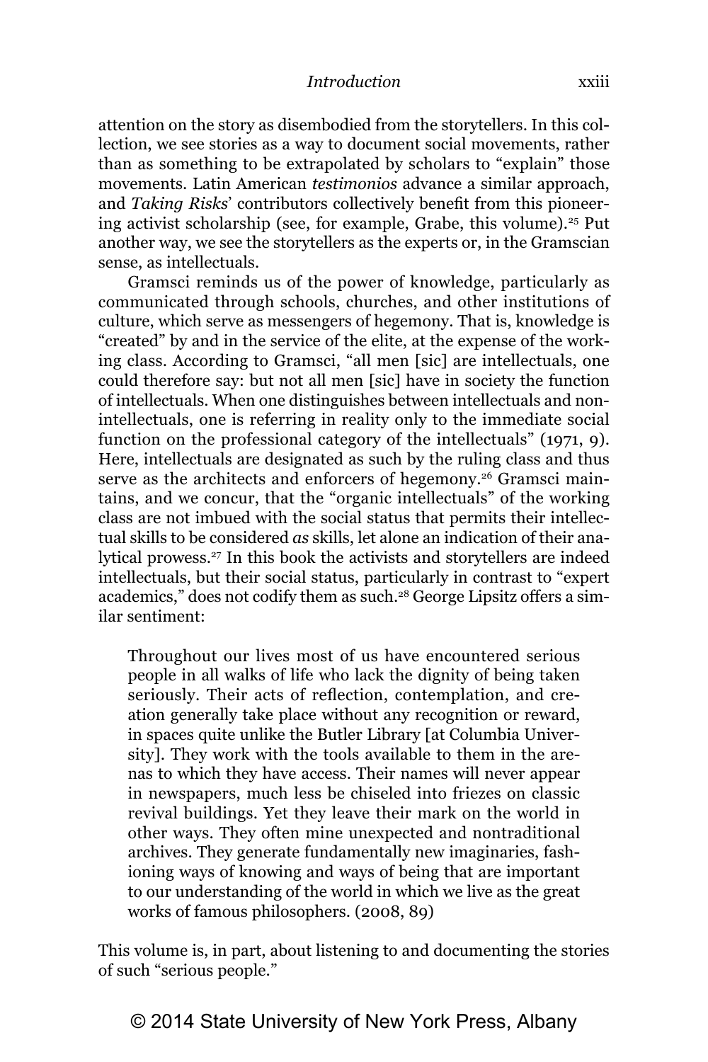attention on the story as disembodied from the storytellers. In this collection, we see stories as a way to document social movements, rather than as something to be extrapolated by scholars to "explain" those movements. Latin American *testimonios* advance a similar approach, and *Taking Risks*' contributors collectively benefit from this pioneering activist scholarship (see, for example, Grabe, this volume).[25] Put another way, we see the storytellers as the experts or, in the Gramscian sense, as intellectuals.

Gramsci reminds us of the power of knowledge, particularly as communicated through schools, churches, and other institutions of culture, which serve as messengers of hegemony. That is, knowledge is "created" by and in the service of the elite, at the expense of the working class. According to Gramsci, "all men [sic] are intellectuals, one could therefore say: but not all men [sic] have in society the function of intellectuals. When one distinguishes between intellectuals and non-intellectuals, one is referring in reality only to the immediate social function on the professional category of the intellectuals" (1971, 9). Here, intellectuals are designated as such by the ruling class and thus serve as the architects and enforcers of hegemony.[26] Gramsci maintains, and we concur, that the "organic intellectuals" of the working class are not imbued with the social status that permits their intellectual skills to be considered *as* skills, let alone an indication of their analytical prowess.[27] In this book the activists and storytellers are indeed intellectuals, but their social status, particularly in contrast to "expert academics," does not codify them as such.[28] George Lipsitz offers a similar sentiment:

> Throughout our lives most of us have encountered serious people in all walks of life who lack the dignity of being taken seriously. Their acts of reflection, contemplation, and creation generally take place without any recognition or reward, in spaces quite unlike the Butler Library [at Columbia University]. They work with the tools available to them in the arenas to which they have access. Their names will never appear in newspapers, much less be chiseled into friezes on classic revival buildings. Yet they leave their mark on the world in other ways. They often mine unexpected and nontraditional archives. They generate fundamentally new imaginaries, fashioning ways of knowing and ways of being that are important to our understanding of the world in which we live as the great works of famous philosophers. (2008, 89)

This volume is, in part, about listening to and documenting the stories of such "serious people."

© 2014 State University of New York Press, Albany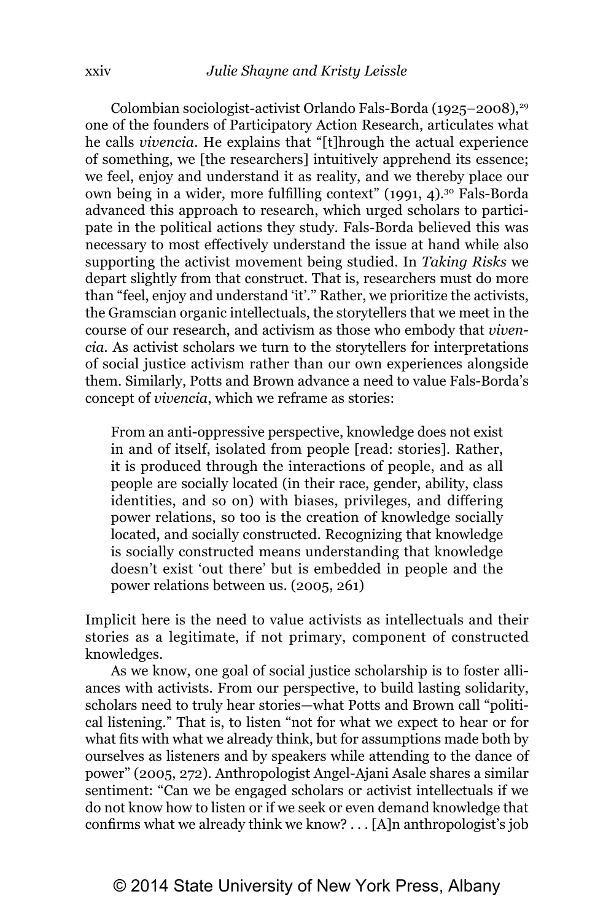Colombian sociologist-activist Orlando Fals-Borda (1925–2008),[29] one of the founders of Participatory Action Research, articulates what he calls *vivencia*. He explains that "[t]hrough the actual experience of something, we [the researchers] intuitively apprehend its essence; we feel, enjoy and understand it as reality, and we thereby place our own being in a wider, more fulfilling context" (1991, 4).[30] Fals-Borda advanced this approach to research, which urged scholars to participate in the political actions they study. Fals-Borda believed this was necessary to most effectively understand the issue at hand while also supporting the activist movement being studied. In *Taking Risks* we depart slightly from that construct. That is, researchers must do more than "feel, enjoy and understand 'it'." Rather, we prioritize the activists, the Gramscian organic intellectuals, the storytellers that we meet in the course of our research, and activism as those who embody that *vivencia*. As activist scholars we turn to the storytellers for interpretations of social justice activism rather than our own experiences alongside them. Similarly, Potts and Brown advance a need to value Fals-Borda's concept of *vivencia*, which we reframe as stories:

> From an anti-oppressive perspective, knowledge does not exist in and of itself, isolated from people [read: stories]. Rather, it is produced through the interactions of people, and as all people are socially located (in their race, gender, ability, class identities, and so on) with biases, privileges, and differing power relations, so too is the creation of knowledge socially located, and socially constructed. Recognizing that knowledge is socially constructed means understanding that knowledge doesn't exist 'out there' but is embedded in people and the power relations between us. (2005, 261)

Implicit here is the need to value activists as intellectuals and their stories as a legitimate, if not primary, component of constructed knowledges.

As we know, one goal of social justice scholarship is to foster alliances with activists. From our perspective, to build lasting solidarity, scholars need to truly hear stories—what Potts and Brown call "political listening." That is, to listen "not for what we expect to hear or for what fits with what we already think, but for assumptions made both by ourselves as listeners and by speakers while attending to the dance of power" (2005, 272). Anthropologist Angel-Ajani Asale shares a similar sentiment: "Can we be engaged scholars or activist intellectuals if we do not know how to listen or if we seek or even demand knowledge that confirms what we already think we know? . . . [A]n anthropologist's job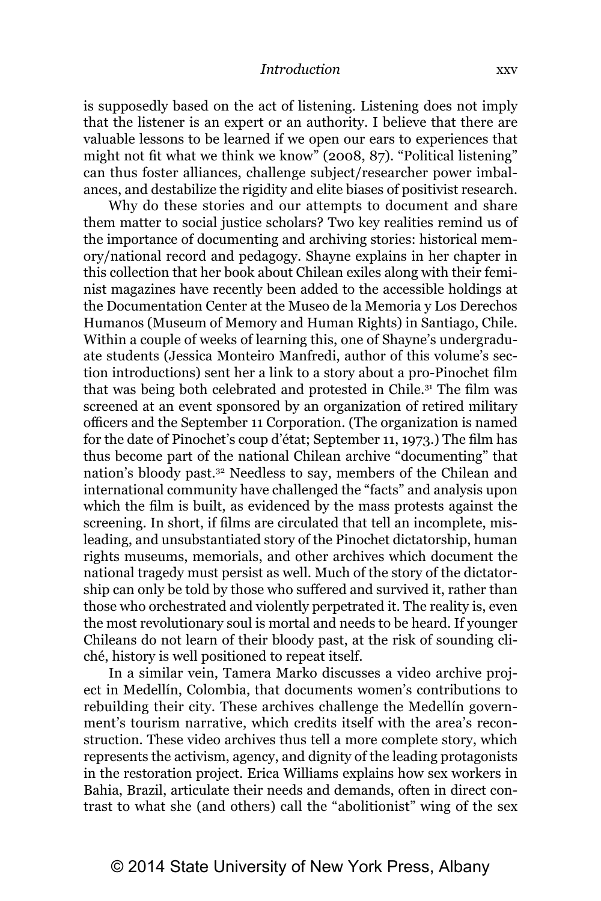is supposedly based on the act of listening. Listening does not imply that the listener is an expert or an authority. I believe that there are valuable lessons to be learned if we open our ears to experiences that might not fit what we think we know" (2008, 87). "Political listening" can thus foster alliances, challenge subject/researcher power imbalances, and destabilize the rigidity and elite biases of positivist research.

Why do these stories and our attempts to document and share them matter to social justice scholars? Two key realities remind us of the importance of documenting and archiving stories: historical memory/national record and pedagogy. Shayne explains in her chapter in this collection that her book about Chilean exiles along with their feminist magazines have recently been added to the accessible holdings at the Documentation Center at the Museo de la Memoria y Los Derechos Humanos (Museum of Memory and Human Rights) in Santiago, Chile. Within a couple of weeks of learning this, one of Shayne's undergraduate students (Jessica Monteiro Manfredi, author of this volume's section introductions) sent her a link to a story about a pro-Pinochet film that was being both celebrated and protested in Chile.[31] The film was screened at an event sponsored by an organization of retired military officers and the September 11 Corporation. (The organization is named for the date of Pinochet's coup d'état; September 11, 1973.) The film has thus become part of the national Chilean archive "documenting" that nation's bloody past.[32] Needless to say, members of the Chilean and international community have challenged the "facts" and analysis upon which the film is built, as evidenced by the mass protests against the screening. In short, if films are circulated that tell an incomplete, misleading, and unsubstantiated story of the Pinochet dictatorship, human rights museums, memorials, and other archives which document the national tragedy must persist as well. Much of the story of the dictatorship can only be told by those who suffered and survived it, rather than those who orchestrated and violently perpetrated it. The reality is, even the most revolutionary soul is mortal and needs to be heard. If younger Chileans do not learn of their bloody past, at the risk of sounding cliché, history is well positioned to repeat itself.

In a similar vein, Tamera Marko discusses a video archive project in Medellín, Colombia, that documents women's contributions to rebuilding their city. These archives challenge the Medellín government's tourism narrative, which credits itself with the area's reconstruction. These video archives thus tell a more complete story, which represents the activism, agency, and dignity of the leading protagonists in the restoration project. Erica Williams explains how sex workers in Bahia, Brazil, articulate their needs and demands, often in direct contrast to what she (and others) call the "abolitionist" wing of the sex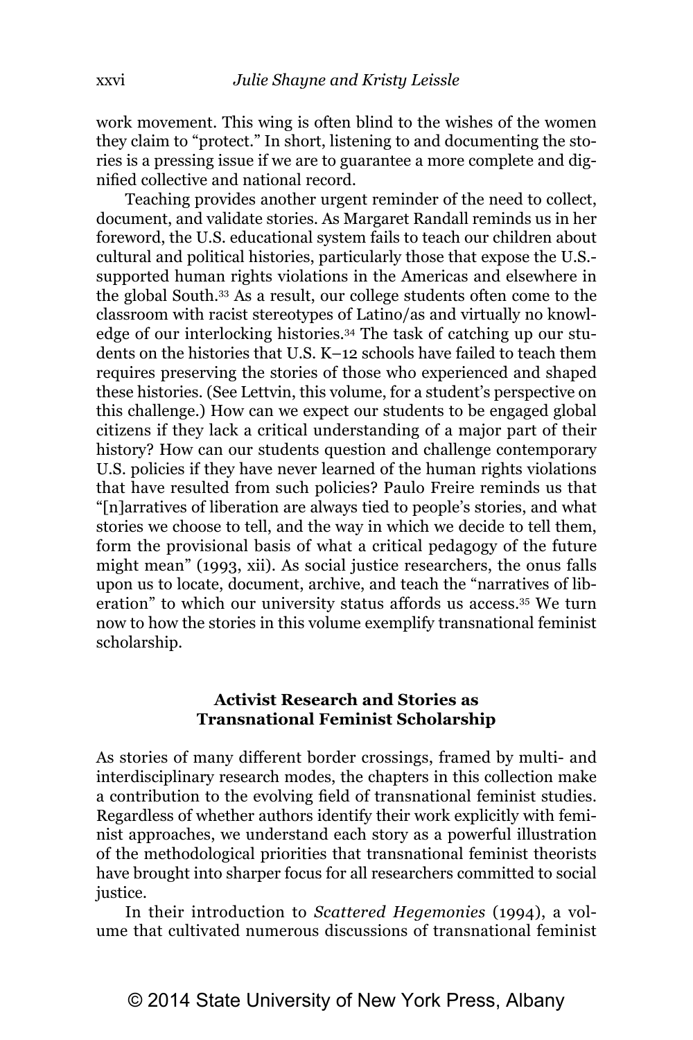work movement. This wing is often blind to the wishes of the women they claim to "protect." In short, listening to and documenting the stories is a pressing issue if we are to guarantee a more complete and dignified collective and national record.

Teaching provides another urgent reminder of the need to collect, document, and validate stories. As Margaret Randall reminds us in her foreword, the U.S. educational system fails to teach our children about cultural and political histories, particularly those that expose the U.S.-supported human rights violations in the Americas and elsewhere in the global South.[33] As a result, our college students often come to the classroom with racist stereotypes of Latino/as and virtually no knowledge of our interlocking histories.[34] The task of catching up our students on the histories that U.S. K–12 schools have failed to teach them requires preserving the stories of those who experienced and shaped these histories. (See Lettvin, this volume, for a student's perspective on this challenge.) How can we expect our students to be engaged global citizens if they lack a critical understanding of a major part of their history? How can our students question and challenge contemporary U.S. policies if they have never learned of the human rights violations that have resulted from such policies? Paulo Freire reminds us that "[n]arratives of liberation are always tied to people's stories, and what stories we choose to tell, and the way in which we decide to tell them, form the provisional basis of what a critical pedagogy of the future might mean" (1993, xii). As social justice researchers, the onus falls upon us to locate, document, archive, and teach the "narratives of liberation" to which our university status affords us access.[35] We turn now to how the stories in this volume exemplify transnational feminist scholarship.

## Activist Research and Stories as Transnational Feminist Scholarship

As stories of many different border crossings, framed by multi- and interdisciplinary research modes, the chapters in this collection make a contribution to the evolving field of transnational feminist studies. Regardless of whether authors identify their work explicitly with feminist approaches, we understand each story as a powerful illustration of the methodological priorities that transnational feminist theorists have brought into sharper focus for all researchers committed to social justice.

In their introduction to *Scattered Hegemonies* (1994), a volume that cultivated numerous discussions of transnational feminist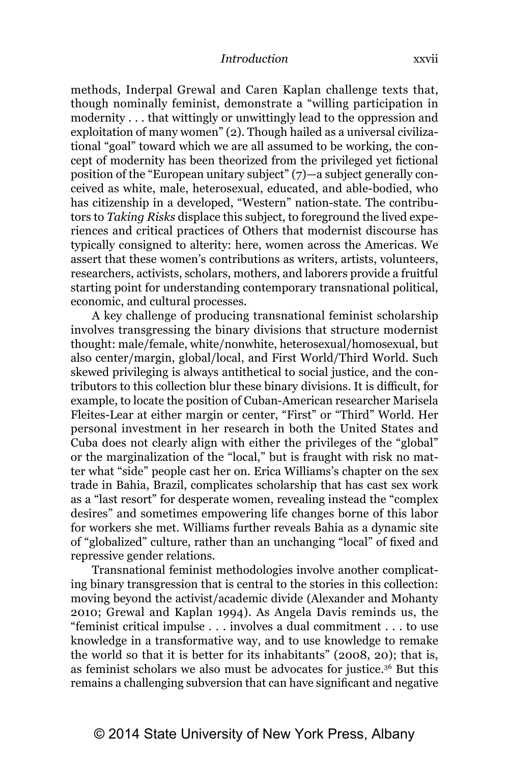methods, Inderpal Grewal and Caren Kaplan challenge texts that, though nominally feminist, demonstrate a "willing participation in modernity . . . that wittingly or unwittingly lead to the oppression and exploitation of many women" (2). Though hailed as a universal civilizational "goal" toward which we are all assumed to be working, the concept of modernity has been theorized from the privileged yet fictional position of the "European unitary subject" (7)—a subject generally conceived as white, male, heterosexual, educated, and able-bodied, who has citizenship in a developed, "Western" nation-state. The contributors to *Taking Risks* displace this subject, to foreground the lived experiences and critical practices of Others that modernist discourse has typically consigned to alterity: here, women across the Americas. We assert that these women's contributions as writers, artists, volunteers, researchers, activists, scholars, mothers, and laborers provide a fruitful starting point for understanding contemporary transnational political, economic, and cultural processes.

A key challenge of producing transnational feminist scholarship involves transgressing the binary divisions that structure modernist thought: male/female, white/nonwhite, heterosexual/homosexual, but also center/margin, global/local, and First World/Third World. Such skewed privileging is always antithetical to social justice, and the contributors to this collection blur these binary divisions. It is difficult, for example, to locate the position of Cuban-American researcher Marisela Fleites-Lear at either margin or center, "First" or "Third" World. Her personal investment in her research in both the United States and Cuba does not clearly align with either the privileges of the "global" or the marginalization of the "local," but is fraught with risk no matter what "side" people cast her on. Erica Williams's chapter on the sex trade in Bahia, Brazil, complicates scholarship that has cast sex work as a "last resort" for desperate women, revealing instead the "complex desires" and sometimes empowering life changes borne of this labor for workers she met. Williams further reveals Bahia as a dynamic site of "globalized" culture, rather than an unchanging "local" of fixed and repressive gender relations.

Transnational feminist methodologies involve another complicating binary transgression that is central to the stories in this collection: moving beyond the activist/academic divide (Alexander and Mohanty 2010; Grewal and Kaplan 1994). As Angela Davis reminds us, the "feminist critical impulse . . . involves a dual commitment . . . to use knowledge in a transformative way, and to use knowledge to remake the world so that it is better for its inhabitants" (2008, 20); that is, as feminist scholars we also must be advocates for justice.[36] But this remains a challenging subversion that can have significant and negative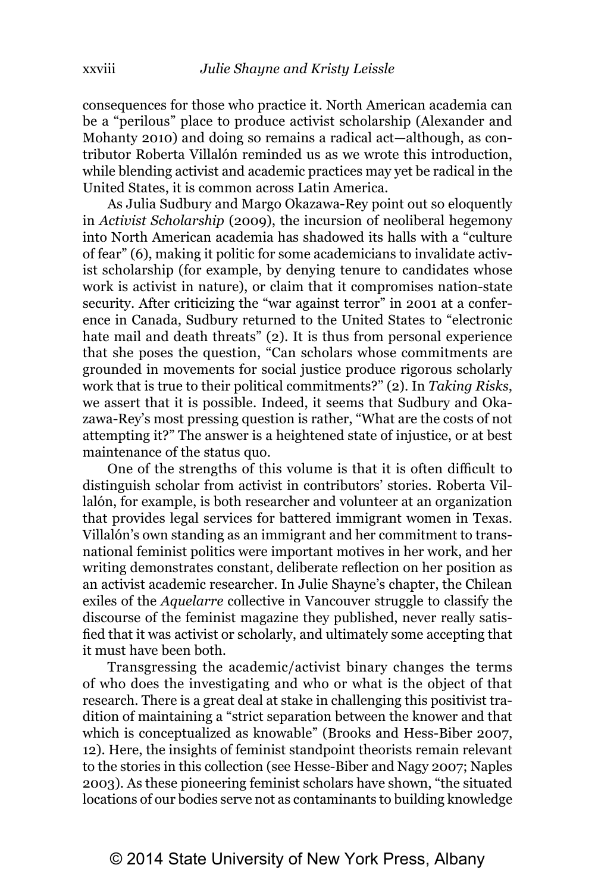consequences for those who practice it. North American academia can be a "perilous" place to produce activist scholarship (Alexander and Mohanty 2010) and doing so remains a radical act—although, as contributor Roberta Villalón reminded us as we wrote this introduction, while blending activist and academic practices may yet be radical in the United States, it is common across Latin America.

As Julia Sudbury and Margo Okazawa-Rey point out so eloquently in *Activist Scholarship* (2009), the incursion of neoliberal hegemony into North American academia has shadowed its halls with a "culture of fear" (6), making it politic for some academicians to invalidate activist scholarship (for example, by denying tenure to candidates whose work is activist in nature), or claim that it compromises nation-state security. After criticizing the "war against terror" in 2001 at a conference in Canada, Sudbury returned to the United States to "electronic hate mail and death threats" (2). It is thus from personal experience that she poses the question, "Can scholars whose commitments are grounded in movements for social justice produce rigorous scholarly work that is true to their political commitments?" (2). In *Taking Risks*, we assert that it is possible. Indeed, it seems that Sudbury and Okazawa-Rey's most pressing question is rather, "What are the costs of not attempting it?" The answer is a heightened state of injustice, or at best maintenance of the status quo.

One of the strengths of this volume is that it is often difficult to distinguish scholar from activist in contributors' stories. Roberta Villalón, for example, is both researcher and volunteer at an organization that provides legal services for battered immigrant women in Texas. Villalón's own standing as an immigrant and her commitment to transnational feminist politics were important motives in her work, and her writing demonstrates constant, deliberate reflection on her position as an activist academic researcher. In Julie Shayne's chapter, the Chilean exiles of the *Aquelarre* collective in Vancouver struggle to classify the discourse of the feminist magazine they published, never really satisfied that it was activist or scholarly, and ultimately some accepting that it must have been both.

Transgressing the academic/activist binary changes the terms of who does the investigating and who or what is the object of that research. There is a great deal at stake in challenging this positivist tradition of maintaining a "strict separation between the knower and that which is conceptualized as knowable" (Brooks and Hess-Biber 2007, 12). Here, the insights of feminist standpoint theorists remain relevant to the stories in this collection (see Hesse-Biber and Nagy 2007; Naples 2003). As these pioneering feminist scholars have shown, "the situated locations of our bodies serve not as contaminants to building knowledge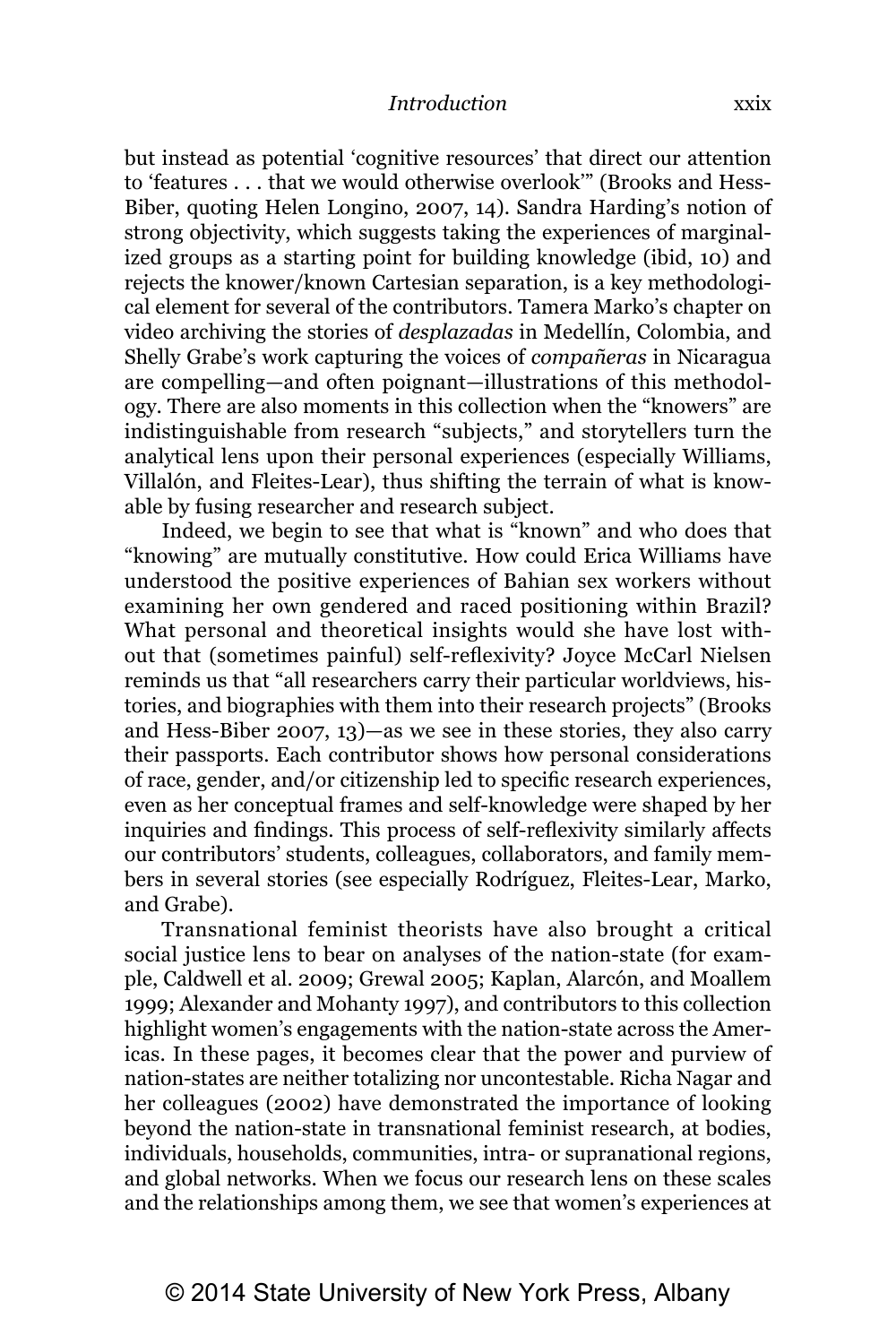but instead as potential 'cognitive resources' that direct our attention to 'features . . . that we would otherwise overlook'" (Brooks and Hess-Biber, quoting Helen Longino, 2007, 14). Sandra Harding's notion of strong objectivity, which suggests taking the experiences of marginalized groups as a starting point for building knowledge (ibid, 10) and rejects the knower/known Cartesian separation, is a key methodological element for several of the contributors. Tamera Marko's chapter on video archiving the stories of *desplazadas* in Medellín, Colombia, and Shelly Grabe's work capturing the voices of *compañeras* in Nicaragua are compelling—and often poignant—illustrations of this methodology. There are also moments in this collection when the "knowers" are indistinguishable from research "subjects," and storytellers turn the analytical lens upon their personal experiences (especially Williams, Villalón, and Fleites-Lear), thus shifting the terrain of what is knowable by fusing researcher and research subject.

Indeed, we begin to see that what is "known" and who does that "knowing" are mutually constitutive. How could Erica Williams have understood the positive experiences of Bahian sex workers without examining her own gendered and raced positioning within Brazil? What personal and theoretical insights would she have lost without that (sometimes painful) self-reflexivity? Joyce McCarl Nielsen reminds us that "all researchers carry their particular worldviews, histories, and biographies with them into their research projects" (Brooks and Hess-Biber 2007, 13)—as we see in these stories, they also carry their passports. Each contributor shows how personal considerations of race, gender, and/or citizenship led to specific research experiences, even as her conceptual frames and self-knowledge were shaped by her inquiries and findings. This process of self-reflexivity similarly affects our contributors' students, colleagues, collaborators, and family members in several stories (see especially Rodríguez, Fleites-Lear, Marko, and Grabe).

Transnational feminist theorists have also brought a critical social justice lens to bear on analyses of the nation-state (for example, Caldwell et al. 2009; Grewal 2005; Kaplan, Alarcón, and Moallem 1999; Alexander and Mohanty 1997), and contributors to this collection highlight women's engagements with the nation-state across the Americas. In these pages, it becomes clear that the power and purview of nation-states are neither totalizing nor uncontestable. Richa Nagar and her colleagues (2002) have demonstrated the importance of looking beyond the nation-state in transnational feminist research, at bodies, individuals, households, communities, intra- or supranational regions, and global networks. When we focus our research lens on these scales and the relationships among them, we see that women's experiences at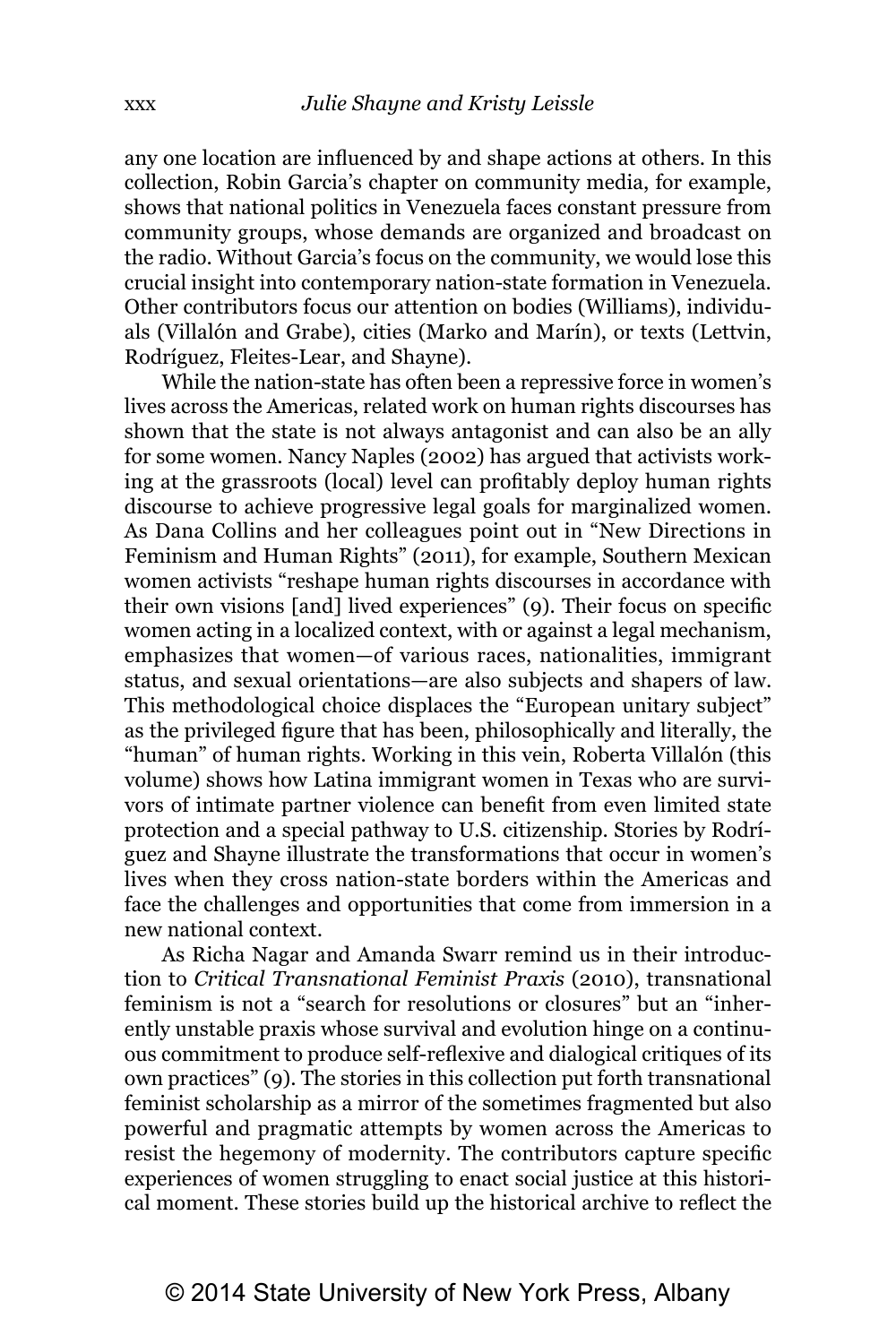any one location are influenced by and shape actions at others. In this collection, Robin Garcia's chapter on community media, for example, shows that national politics in Venezuela faces constant pressure from community groups, whose demands are organized and broadcast on the radio. Without Garcia's focus on the community, we would lose this crucial insight into contemporary nation-state formation in Venezuela. Other contributors focus our attention on bodies (Williams), individuals (Villalón and Grabe), cities (Marko and Marín), or texts (Lettvin, Rodríguez, Fleites-Lear, and Shayne).

While the nation-state has often been a repressive force in women's lives across the Americas, related work on human rights discourses has shown that the state is not always antagonist and can also be an ally for some women. Nancy Naples (2002) has argued that activists working at the grassroots (local) level can profitably deploy human rights discourse to achieve progressive legal goals for marginalized women. As Dana Collins and her colleagues point out in "New Directions in Feminism and Human Rights" (2011), for example, Southern Mexican women activists "reshape human rights discourses in accordance with their own visions [and] lived experiences" (9). Their focus on specific women acting in a localized context, with or against a legal mechanism, emphasizes that women—of various races, nationalities, immigrant status, and sexual orientations—are also subjects and shapers of law. This methodological choice displaces the "European unitary subject" as the privileged figure that has been, philosophically and literally, the "human" of human rights. Working in this vein, Roberta Villalón (this volume) shows how Latina immigrant women in Texas who are survivors of intimate partner violence can benefit from even limited state protection and a special pathway to U.S. citizenship. Stories by Rodríguez and Shayne illustrate the transformations that occur in women's lives when they cross nation-state borders within the Americas and face the challenges and opportunities that come from immersion in a new national context.

As Richa Nagar and Amanda Swarr remind us in their introduction to *Critical Transnational Feminist Praxis* (2010), transnational feminism is not a "search for resolutions or closures" but an "inherently unstable praxis whose survival and evolution hinge on a continuous commitment to produce self-reflexive and dialogical critiques of its own practices" (9). The stories in this collection put forth transnational feminist scholarship as a mirror of the sometimes fragmented but also powerful and pragmatic attempts by women across the Americas to resist the hegemony of modernity. The contributors capture specific experiences of women struggling to enact social justice at this historical moment. These stories build up the historical archive to reflect the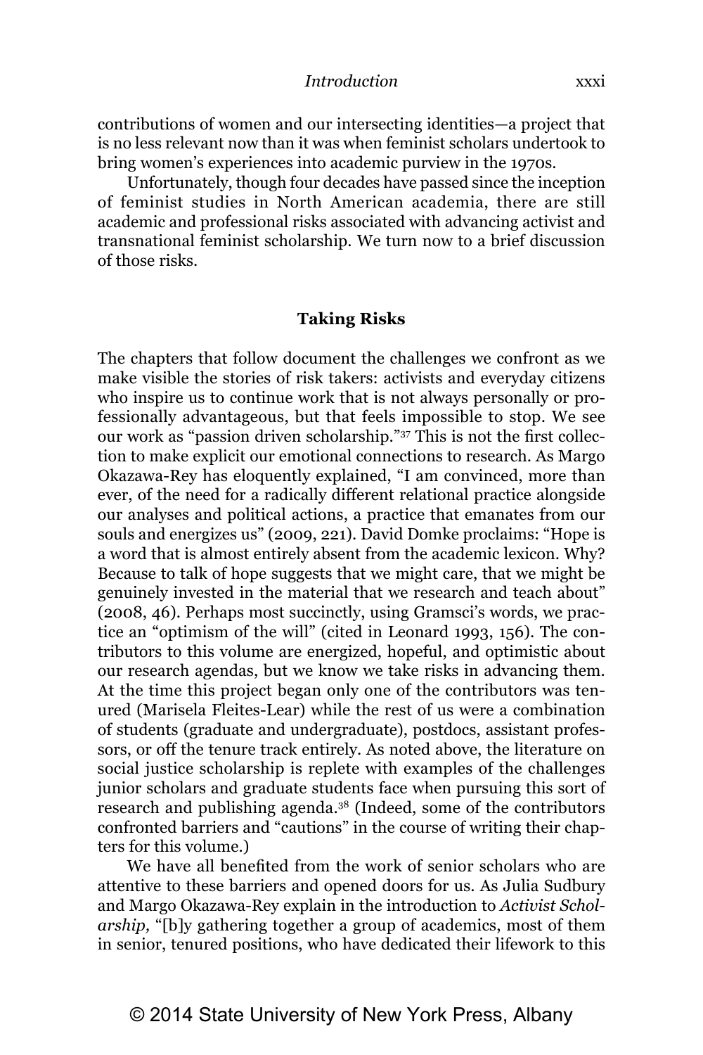contributions of women and our intersecting identities—a project that is no less relevant now than it was when feminist scholars undertook to bring women's experiences into academic purview in the 1970s.

Unfortunately, though four decades have passed since the inception of feminist studies in North American academia, there are still academic and professional risks associated with advancing activist and transnational feminist scholarship. We turn now to a brief discussion of those risks.

## Taking Risks

The chapters that follow document the challenges we confront as we make visible the stories of risk takers: activists and everyday citizens who inspire us to continue work that is not always personally or professionally advantageous, but that feels impossible to stop. We see our work as "passion driven scholarship."[37] This is not the first collection to make explicit our emotional connections to research. As Margo Okazawa-Rey has eloquently explained, "I am convinced, more than ever, of the need for a radically different relational practice alongside our analyses and political actions, a practice that emanates from our souls and energizes us" (2009, 221). David Domke proclaims: "Hope is a word that is almost entirely absent from the academic lexicon. Why? Because to talk of hope suggests that we might care, that we might be genuinely invested in the material that we research and teach about" (2008, 46). Perhaps most succinctly, using Gramsci's words, we practice an "optimism of the will" (cited in Leonard 1993, 156). The contributors to this volume are energized, hopeful, and optimistic about our research agendas, but we know we take risks in advancing them. At the time this project began only one of the contributors was tenured (Marisela Fleites-Lear) while the rest of us were a combination of students (graduate and undergraduate), postdocs, assistant professors, or off the tenure track entirely. As noted above, the literature on social justice scholarship is replete with examples of the challenges junior scholars and graduate students face when pursuing this sort of research and publishing agenda.[38] (Indeed, some of the contributors confronted barriers and "cautions" in the course of writing their chapters for this volume.)

We have all benefited from the work of senior scholars who are attentive to these barriers and opened doors for us. As Julia Sudbury and Margo Okazawa-Rey explain in the introduction to *Activist Scholarship,* "[b]y gathering together a group of academics, most of them in senior, tenured positions, who have dedicated their lifework to this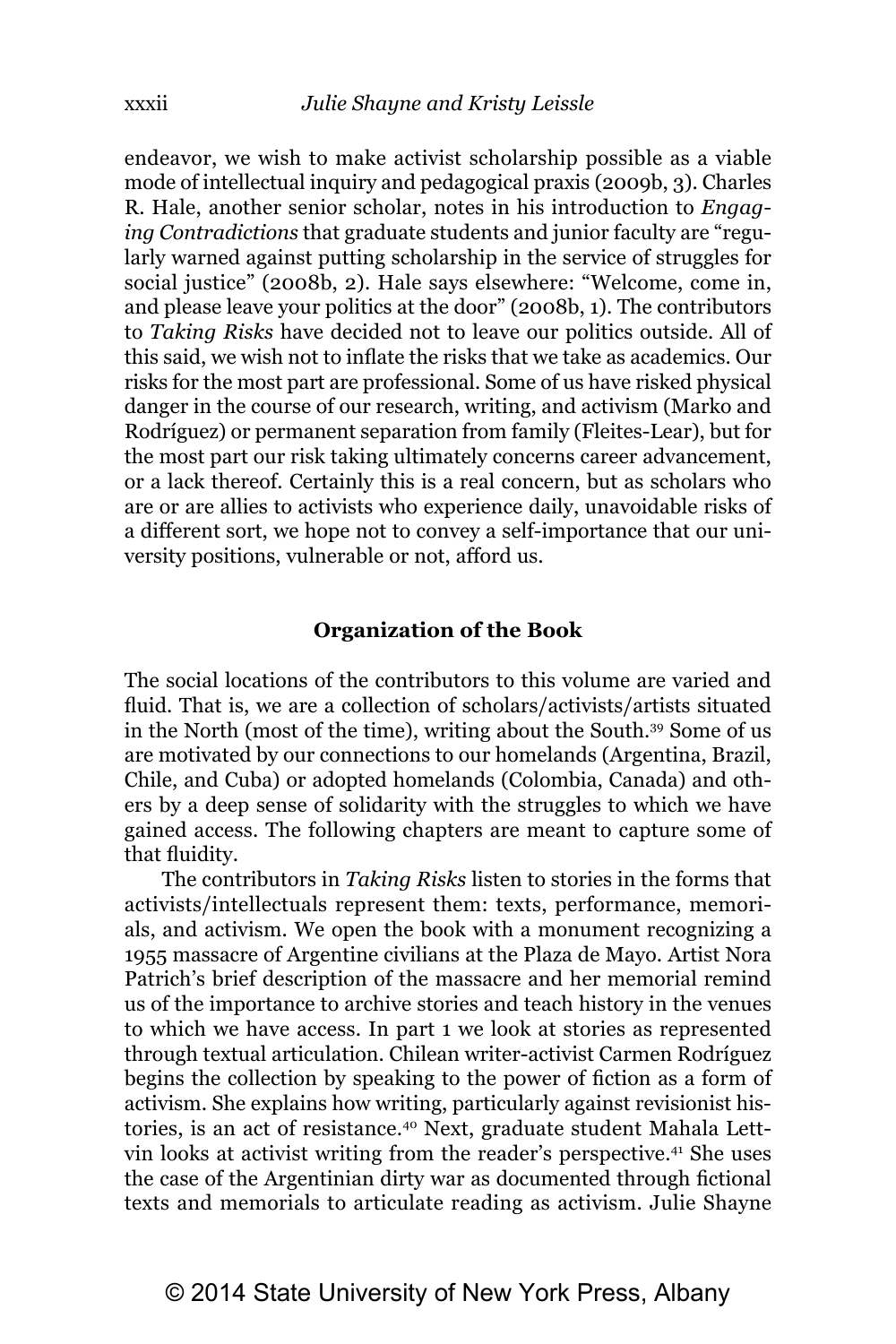endeavor, we wish to make activist scholarship possible as a viable mode of intellectual inquiry and pedagogical praxis (2009b, 3). Charles R. Hale, another senior scholar, notes in his introduction to *Engaging Contradictions* that graduate students and junior faculty are "regularly warned against putting scholarship in the service of struggles for social justice" (2008b, 2). Hale says elsewhere: "Welcome, come in, and please leave your politics at the door" (2008b, 1). The contributors to *Taking Risks* have decided not to leave our politics outside. All of this said, we wish not to inflate the risks that we take as academics. Our risks for the most part are professional. Some of us have risked physical danger in the course of our research, writing, and activism (Marko and Rodríguez) or permanent separation from family (Fleites-Lear), but for the most part our risk taking ultimately concerns career advancement, or a lack thereof. Certainly this is a real concern, but as scholars who are or are allies to activists who experience daily, unavoidable risks of a different sort, we hope not to convey a self-importance that our university positions, vulnerable or not, afford us.

## Organization of the Book

The social locations of the contributors to this volume are varied and fluid. That is, we are a collection of scholars/activists/artists situated in the North (most of the time), writing about the South.[39] Some of us are motivated by our connections to our homelands (Argentina, Brazil, Chile, and Cuba) or adopted homelands (Colombia, Canada) and others by a deep sense of solidarity with the struggles to which we have gained access. The following chapters are meant to capture some of that fluidity.

The contributors in *Taking Risks* listen to stories in the forms that activists/intellectuals represent them: texts, performance, memorials, and activism. We open the book with a monument recognizing a 1955 massacre of Argentine civilians at the Plaza de Mayo. Artist Nora Patrich's brief description of the massacre and her memorial remind us of the importance to archive stories and teach history in the venues to which we have access. In part 1 we look at stories as represented through textual articulation. Chilean writer-activist Carmen Rodríguez begins the collection by speaking to the power of fiction as a form of activism. She explains how writing, particularly against revisionist histories, is an act of resistance.[40] Next, graduate student Mahala Lettvin looks at activist writing from the reader's perspective.[41] She uses the case of the Argentinian dirty war as documented through fictional texts and memorials to articulate reading as activism. Julie Shayne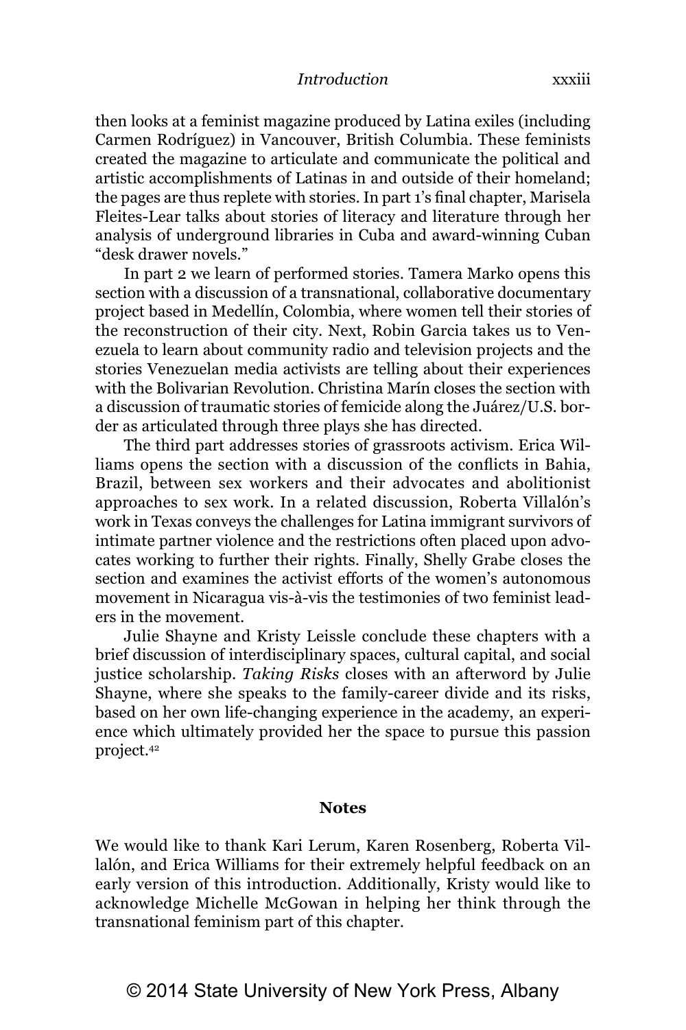then looks at a feminist magazine produced by Latina exiles (including Carmen Rodríguez) in Vancouver, British Columbia. These feminists created the magazine to articulate and communicate the political and artistic accomplishments of Latinas in and outside of their homeland; the pages are thus replete with stories. In part 1's final chapter, Marisela Fleites-Lear talks about stories of literacy and literature through her analysis of underground libraries in Cuba and award-winning Cuban "desk drawer novels."

In part 2 we learn of performed stories. Tamera Marko opens this section with a discussion of a transnational, collaborative documentary project based in Medellín, Colombia, where women tell their stories of the reconstruction of their city. Next, Robin Garcia takes us to Venezuela to learn about community radio and television projects and the stories Venezuelan media activists are telling about their experiences with the Bolivarian Revolution. Christina Marín closes the section with a discussion of traumatic stories of femicide along the Juárez/U.S. border as articulated through three plays she has directed.

The third part addresses stories of grassroots activism. Erica Williams opens the section with a discussion of the conflicts in Bahia, Brazil, between sex workers and their advocates and abolitionist approaches to sex work. In a related discussion, Roberta Villalón's work in Texas conveys the challenges for Latina immigrant survivors of intimate partner violence and the restrictions often placed upon advocates working to further their rights. Finally, Shelly Grabe closes the section and examines the activist efforts of the women's autonomous movement in Nicaragua vis-à-vis the testimonies of two feminist leaders in the movement.

Julie Shayne and Kristy Leissle conclude these chapters with a brief discussion of interdisciplinary spaces, cultural capital, and social justice scholarship. *Taking Risks* closes with an afterword by Julie Shayne, where she speaks to the family-career divide and its risks, based on her own life-changing experience in the academy, an experience which ultimately provided her the space to pursue this passion project.[42]

## Notes

We would like to thank Kari Lerum, Karen Rosenberg, Roberta Villalón, and Erica Williams for their extremely helpful feedback on an early version of this introduction. Additionally, Kristy would like to acknowledge Michelle McGowan in helping her think through the transnational feminism part of this chapter.

© 2014 State University of New York Press, Albany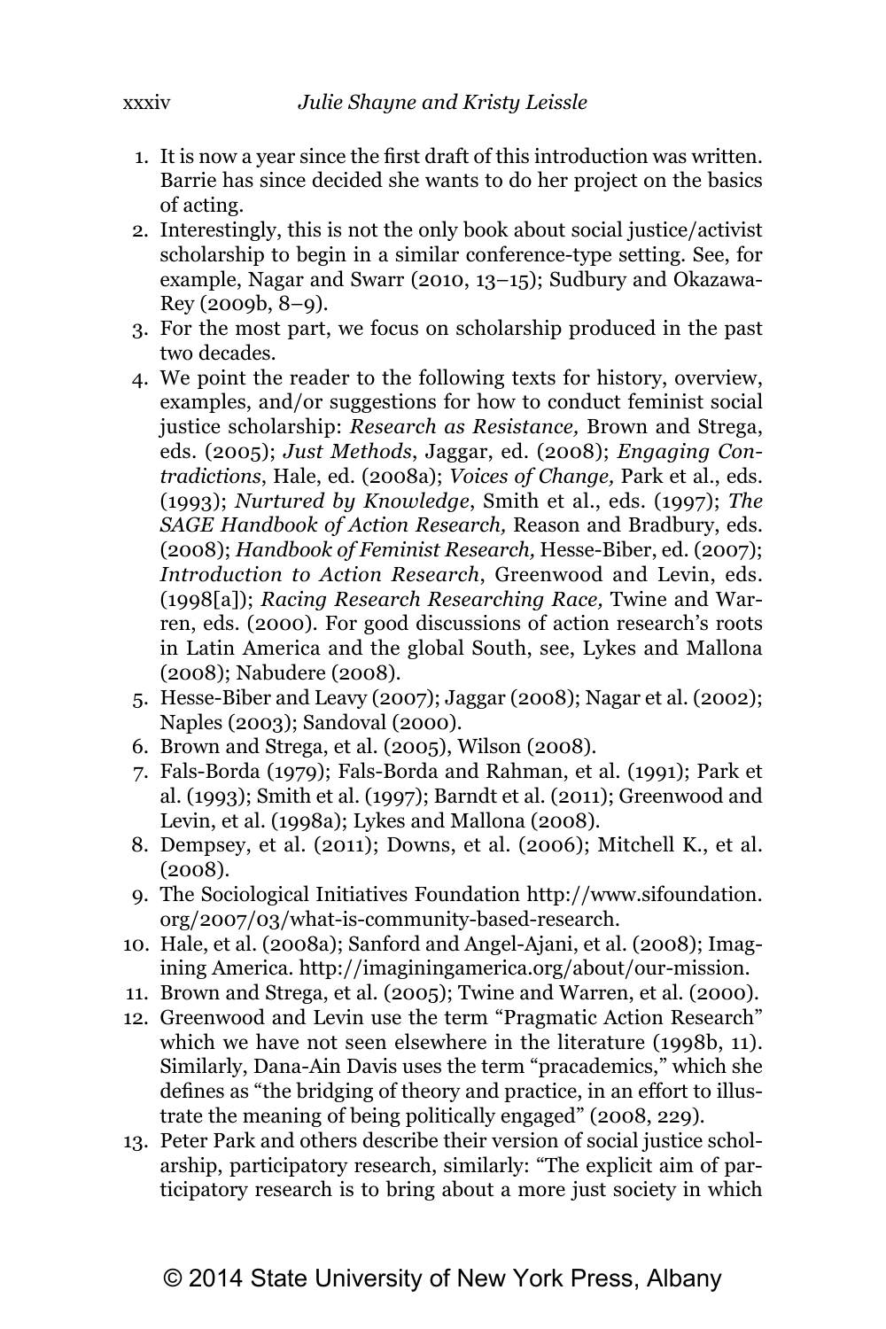1. It is now a year since the first draft of this introduction was written. Barrie has since decided she wants to do her project on the basics of acting.
2. Interestingly, this is not the only book about social justice/activist scholarship to begin in a similar conference-type setting. See, for example, Nagar and Swarr (2010, 13–15); Sudbury and Okazawa-Rey (2009b, 8–9).
3. For the most part, we focus on scholarship produced in the past two decades.
4. We point the reader to the following texts for history, overview, examples, and/or suggestions for how to conduct feminist social justice scholarship: *Research as Resistance,* Brown and Strega, eds. (2005); *Just Methods*, Jaggar, ed. (2008); *Engaging Contradictions*, Hale, ed. (2008a); *Voices of Change,* Park et al., eds. (1993); *Nurtured by Knowledge*, Smith et al., eds. (1997); *The SAGE Handbook of Action Research,* Reason and Bradbury, eds. (2008); *Handbook of Feminist Research,* Hesse-Biber, ed. (2007); *Introduction to Action Research*, Greenwood and Levin, eds. (1998[a]); *Racing Research Researching Race,* Twine and Warren, eds. (2000). For good discussions of action research's roots in Latin America and the global South, see, Lykes and Mallona (2008); Nabudere (2008).
5. Hesse-Biber and Leavy (2007); Jaggar (2008); Nagar et al. (2002); Naples (2003); Sandoval (2000).
6. Brown and Strega, et al. (2005), Wilson (2008).
7. Fals-Borda (1979); Fals-Borda and Rahman, et al. (1991); Park et al. (1993); Smith et al. (1997); Barndt et al. (2011); Greenwood and Levin, et al. (1998a); Lykes and Mallona (2008).
8. Dempsey, et al. (2011); Downs, et al. (2006); Mitchell K., et al. (2008).
9. The Sociological Initiatives Foundation http://www.sifoundation.org/2007/03/what-is-community-based-research.
10. Hale, et al. (2008a); Sanford and Angel-Ajani, et al. (2008); Imagining America. http://imaginingamerica.org/about/our-mission.
11. Brown and Strega, et al. (2005); Twine and Warren, et al. (2000).
12. Greenwood and Levin use the term "Pragmatic Action Research" which we have not seen elsewhere in the literature (1998b, 11). Similarly, Dana-Ain Davis uses the term "pracademics," which she defines as "the bridging of theory and practice, in an effort to illustrate the meaning of being politically engaged" (2008, 229).
13. Peter Park and others describe their version of social justice scholarship, participatory research, similarly: "The explicit aim of participatory research is to bring about a more just society in which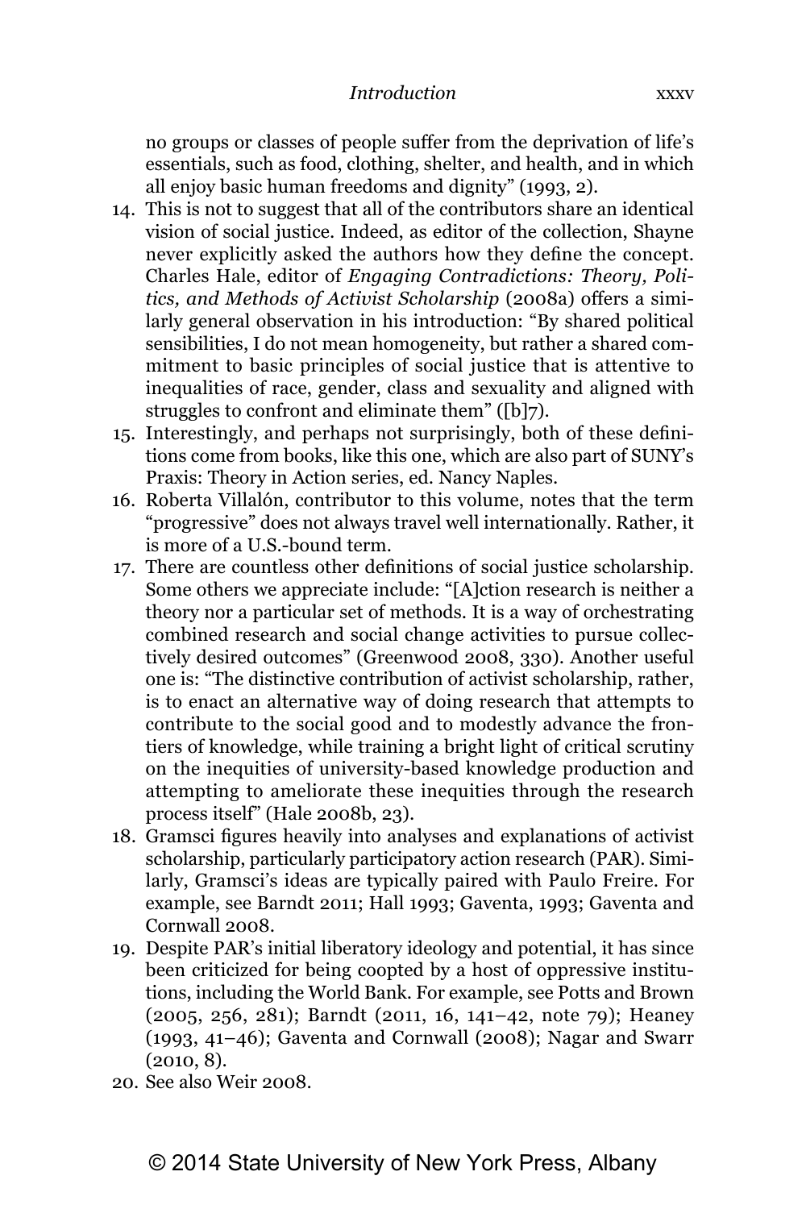no groups or classes of people suffer from the deprivation of life's essentials, such as food, clothing, shelter, and health, and in which all enjoy basic human freedoms and dignity" (1993, 2).

14. This is not to suggest that all of the contributors share an identical vision of social justice. Indeed, as editor of the collection, Shayne never explicitly asked the authors how they define the concept. Charles Hale, editor of *Engaging Contradictions: Theory, Politics, and Methods of Activist Scholarship* (2008a) offers a similarly general observation in his introduction: "By shared political sensibilities, I do not mean homogeneity, but rather a shared commitment to basic principles of social justice that is attentive to inequalities of race, gender, class and sexuality and aligned with struggles to confront and eliminate them" ([b]7).
15. Interestingly, and perhaps not surprisingly, both of these definitions come from books, like this one, which are also part of SUNY's Praxis: Theory in Action series, ed. Nancy Naples.
16. Roberta Villalón, contributor to this volume, notes that the term "progressive" does not always travel well internationally. Rather, it is more of a U.S.-bound term.
17. There are countless other definitions of social justice scholarship. Some others we appreciate include: "[A]ction research is neither a theory nor a particular set of methods. It is a way of orchestrating combined research and social change activities to pursue collectively desired outcomes" (Greenwood 2008, 330). Another useful one is: "The distinctive contribution of activist scholarship, rather, is to enact an alternative way of doing research that attempts to contribute to the social good and to modestly advance the frontiers of knowledge, while training a bright light of critical scrutiny on the inequities of university-based knowledge production and attempting to ameliorate these inequities through the research process itself" (Hale 2008b, 23).
18. Gramsci figures heavily into analyses and explanations of activist scholarship, particularly participatory action research (PAR). Similarly, Gramsci's ideas are typically paired with Paulo Freire. For example, see Barndt 2011; Hall 1993; Gaventa, 1993; Gaventa and Cornwall 2008.
19. Despite PAR's initial liberatory ideology and potential, it has since been criticized for being coopted by a host of oppressive institutions, including the World Bank. For example, see Potts and Brown (2005, 256, 281); Barndt (2011, 16, 141–42, note 79); Heaney (1993, 41–46); Gaventa and Cornwall (2008); Nagar and Swarr (2010, 8).
20. See also Weir 2008.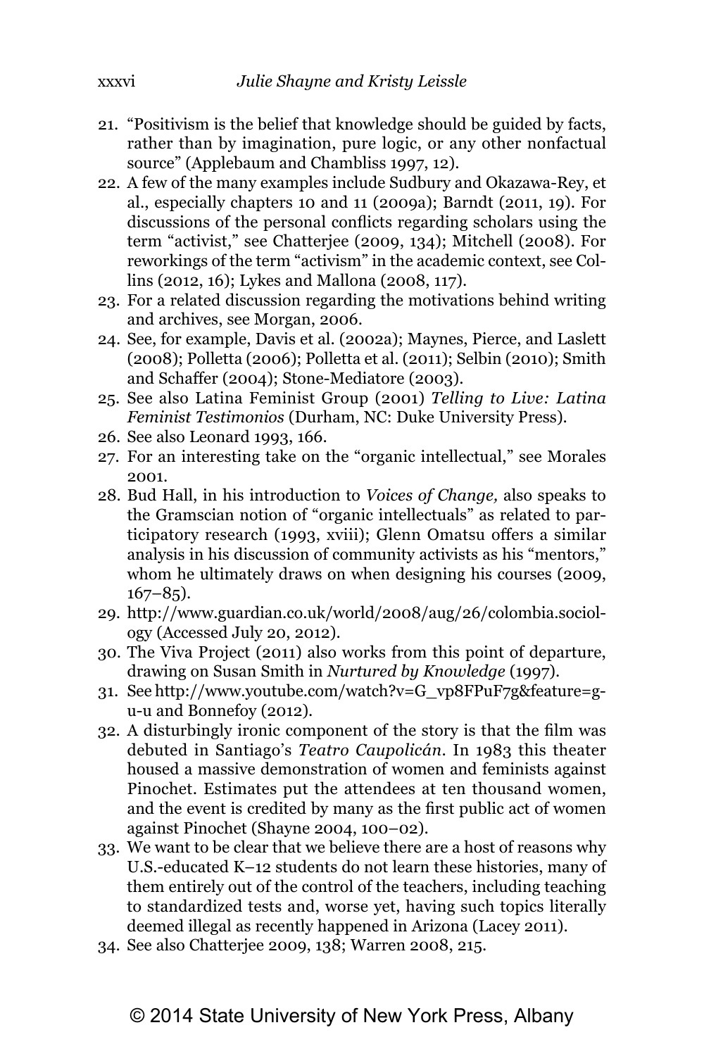21. "Positivism is the belief that knowledge should be guided by facts, rather than by imagination, pure logic, or any other nonfactual source" (Applebaum and Chambliss 1997, 12).
22. A few of the many examples include Sudbury and Okazawa-Rey, et al., especially chapters 10 and 11 (2009a); Barndt (2011, 19). For discussions of the personal conflicts regarding scholars using the term "activist," see Chatterjee (2009, 134); Mitchell (2008). For reworkings of the term "activism" in the academic context, see Collins (2012, 16); Lykes and Mallona (2008, 117).
23. For a related discussion regarding the motivations behind writing and archives, see Morgan, 2006.
24. See, for example, Davis et al. (2002a); Maynes, Pierce, and Laslett (2008); Polletta (2006); Polletta et al. (2011); Selbin (2010); Smith and Schaffer (2004); Stone-Mediatore (2003).
25. See also Latina Feminist Group (2001) *Telling to Live: Latina Feminist Testimonios* (Durham, NC: Duke University Press).
26. See also Leonard 1993, 166.
27. For an interesting take on the "organic intellectual," see Morales 2001.
28. Bud Hall, in his introduction to *Voices of Change,* also speaks to the Gramscian notion of "organic intellectuals" as related to participatory research (1993, xviii); Glenn Omatsu offers a similar analysis in his discussion of community activists as his "mentors," whom he ultimately draws on when designing his courses (2009, 167–85).
29. http://www.guardian.co.uk/world/2008/aug/26/colombia.sociology (Accessed July 20, 2012).
30. The Viva Project (2011) also works from this point of departure, drawing on Susan Smith in *Nurtured by Knowledge* (1997).
31. See http://www.youtube.com/watch?v=G_vp8FPuF7g&feature=g-u-u and Bonnefoy (2012).
32. A disturbingly ironic component of the story is that the film was debuted in Santiago's *Teatro Caupolicán*. In 1983 this theater housed a massive demonstration of women and feminists against Pinochet. Estimates put the attendees at ten thousand women, and the event is credited by many as the first public act of women against Pinochet (Shayne 2004, 100–02).
33. We want to be clear that we believe there are a host of reasons why U.S.-educated K–12 students do not learn these histories, many of them entirely out of the control of the teachers, including teaching to standardized tests and, worse yet, having such topics literally deemed illegal as recently happened in Arizona (Lacey 2011).
34. See also Chatterjee 2009, 138; Warren 2008, 215.

© 2014 State University of New York Press, Albany